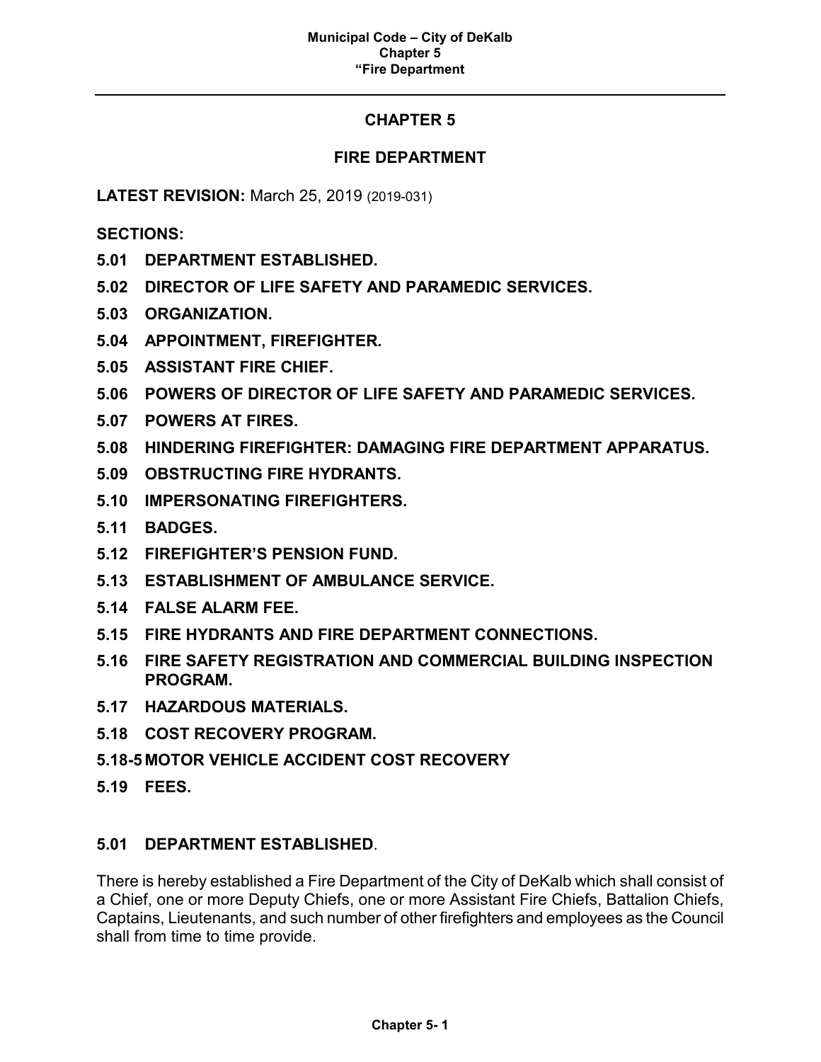# CHAPTER 5

# FIRE DEPARTMENT

**LATEST REVISION:** March 25, 2019 (2019-031)

**SECTIONS:**

**5.01 DEPARTMENT ESTABLISHED.**

**5.02 DIRECTOR OF LIFE SAFETY AND PARAMEDIC SERVICES.**

**5.03 ORGANIZATION.**

**5.04 APPOINTMENT, FIREFIGHTER.**

**5.05 ASSISTANT FIRE CHIEF.**

**5.06 POWERS OF DIRECTOR OF LIFE SAFETY AND PARAMEDIC SERVICES.**

**5.07 POWERS AT FIRES.**

**5.08 HINDERING FIREFIGHTER: DAMAGING FIRE DEPARTMENT APPARATUS.**

**5.09 OBSTRUCTING FIRE HYDRANTS.**

**5.10 IMPERSONATING FIREFIGHTERS.**

**5.11 BADGES.**

**5.12 FIREFIGHTER'S PENSION FUND.**

**5.13 ESTABLISHMENT OF AMBULANCE SERVICE.**

**5.14 FALSE ALARM FEE.**

**5.15 FIRE HYDRANTS AND FIRE DEPARTMENT CONNECTIONS.**

**5.16 FIRE SAFETY REGISTRATION AND COMMERCIAL BUILDING INSPECTION PROGRAM.**

**5.17 HAZARDOUS MATERIALS.**

**5.18 COST RECOVERY PROGRAM.**

**5.18-5 MOTOR VEHICLE ACCIDENT COST RECOVERY**

**5.19 FEES.**

## 5.01 DEPARTMENT ESTABLISHED.

There is hereby established a Fire Department of the City of DeKalb which shall consist of a Chief, one or more Deputy Chiefs, one or more Assistant Fire Chiefs, Battalion Chiefs, Captains, Lieutenants, and such number of other firefighters and employees as the Council shall from time to time provide.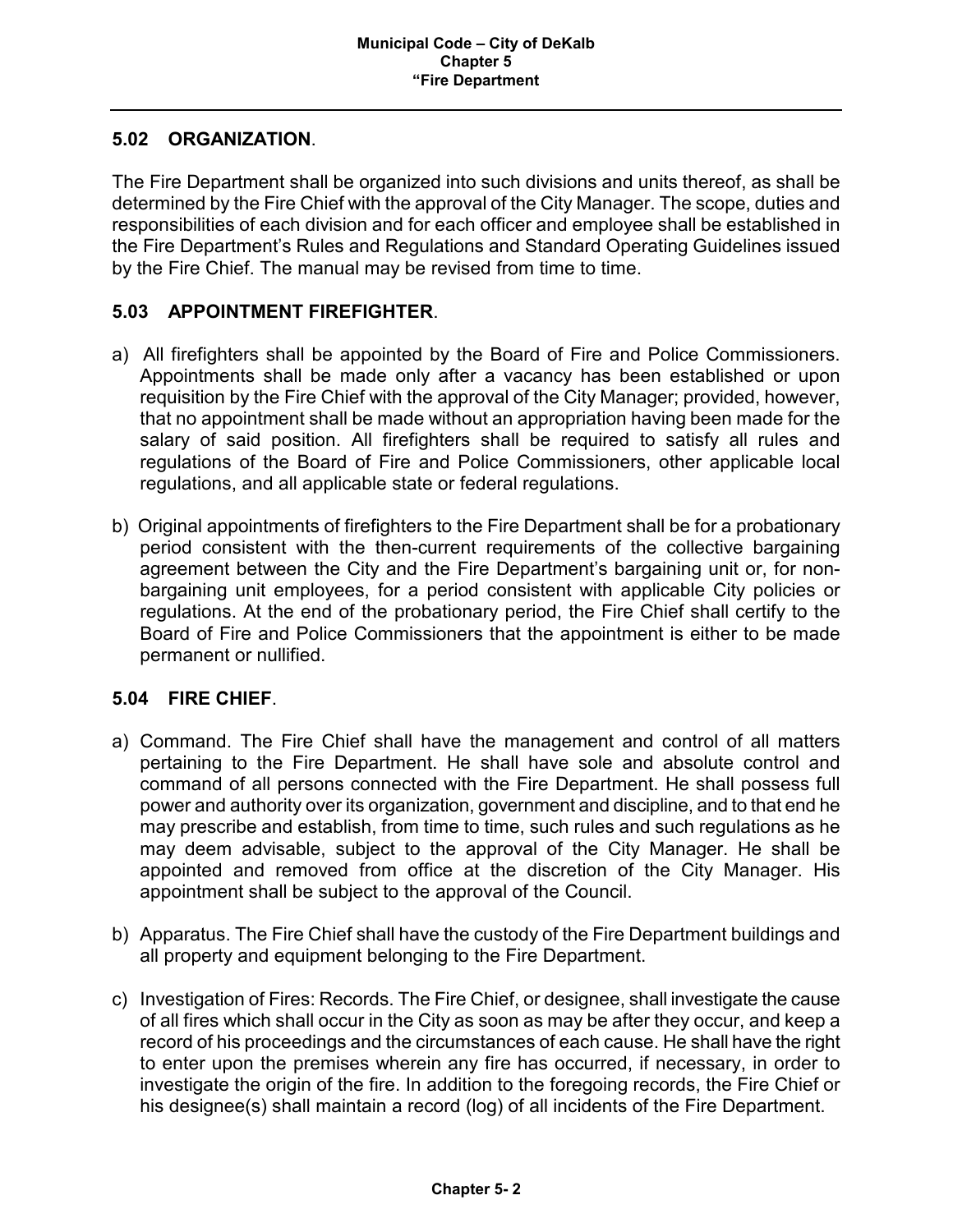## 5.02 ORGANIZATION.

The Fire Department shall be organized into such divisions and units thereof, as shall be determined by the Fire Chief with the approval of the City Manager. The scope, duties and responsibilities of each division and for each officer and employee shall be established in the Fire Department's Rules and Regulations and Standard Operating Guidelines issued by the Fire Chief. The manual may be revised from time to time.

## 5.03 APPOINTMENT FIREFIGHTER.

a) All firefighters shall be appointed by the Board of Fire and Police Commissioners. Appointments shall be made only after a vacancy has been established or upon requisition by the Fire Chief with the approval of the City Manager; provided, however, that no appointment shall be made without an appropriation having been made for the salary of said position. All firefighters shall be required to satisfy all rules and regulations of the Board of Fire and Police Commissioners, other applicable local regulations, and all applicable state or federal regulations.

b) Original appointments of firefighters to the Fire Department shall be for a probationary period consistent with the then-current requirements of the collective bargaining agreement between the City and the Fire Department's bargaining unit or, for non-bargaining unit employees, for a period consistent with applicable City policies or regulations. At the end of the probationary period, the Fire Chief shall certify to the Board of Fire and Police Commissioners that the appointment is either to be made permanent or nullified.

## 5.04 FIRE CHIEF.

a) Command. The Fire Chief shall have the management and control of all matters pertaining to the Fire Department. He shall have sole and absolute control and command of all persons connected with the Fire Department. He shall possess full power and authority over its organization, government and discipline, and to that end he may prescribe and establish, from time to time, such rules and such regulations as he may deem advisable, subject to the approval of the City Manager. He shall be appointed and removed from office at the discretion of the City Manager. His appointment shall be subject to the approval of the Council.

b) Apparatus. The Fire Chief shall have the custody of the Fire Department buildings and all property and equipment belonging to the Fire Department.

c) Investigation of Fires: Records. The Fire Chief, or designee, shall investigate the cause of all fires which shall occur in the City as soon as may be after they occur, and keep a record of his proceedings and the circumstances of each cause. He shall have the right to enter upon the premises wherein any fire has occurred, if necessary, in order to investigate the origin of the fire. In addition to the foregoing records, the Fire Chief or his designee(s) shall maintain a record (log) of all incidents of the Fire Department.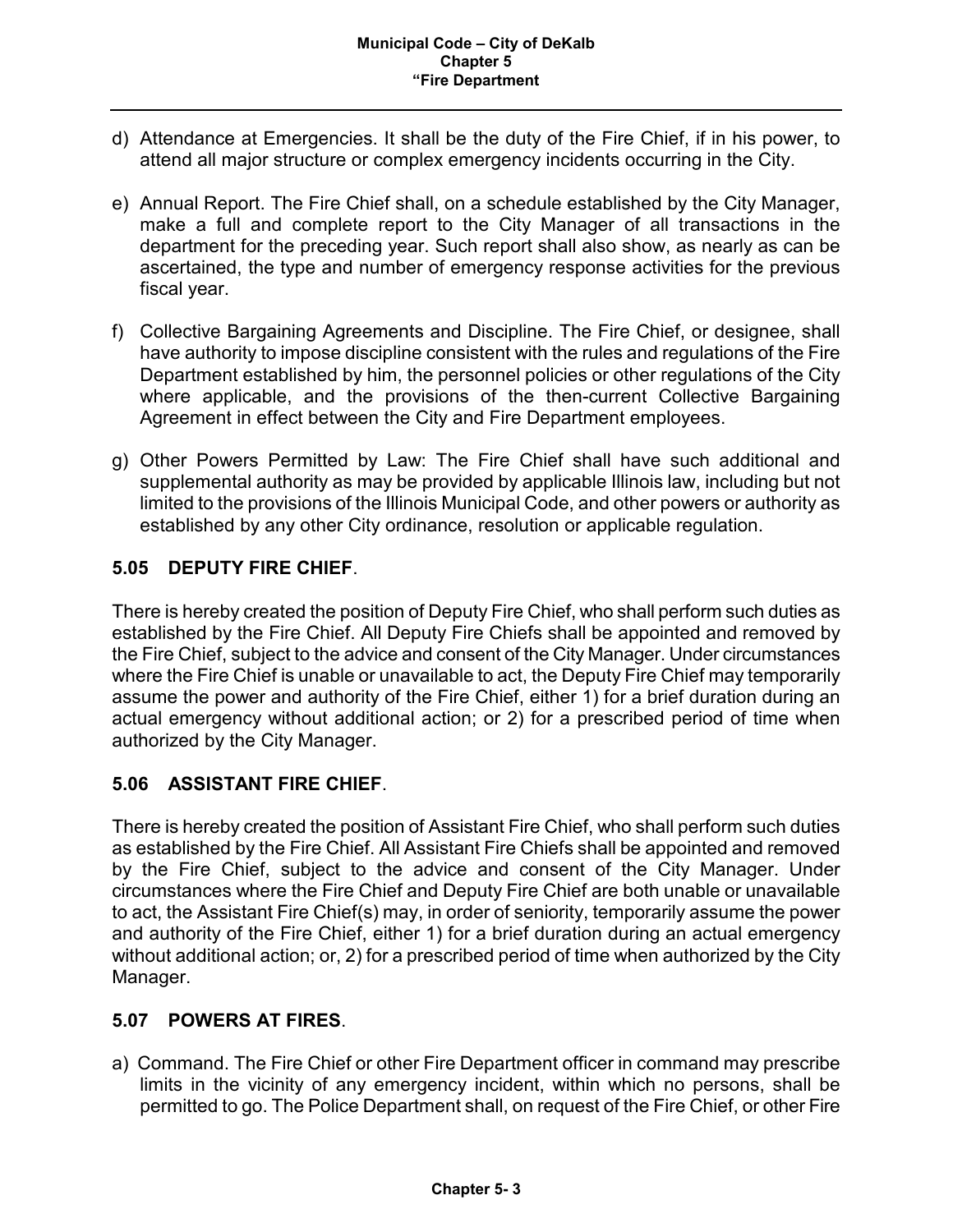d) Attendance at Emergencies. It shall be the duty of the Fire Chief, if in his power, to attend all major structure or complex emergency incidents occurring in the City.

e) Annual Report. The Fire Chief shall, on a schedule established by the City Manager, make a full and complete report to the City Manager of all transactions in the department for the preceding year. Such report shall also show, as nearly as can be ascertained, the type and number of emergency response activities for the previous fiscal year.

f) Collective Bargaining Agreements and Discipline. The Fire Chief, or designee, shall have authority to impose discipline consistent with the rules and regulations of the Fire Department established by him, the personnel policies or other regulations of the City where applicable, and the provisions of the then-current Collective Bargaining Agreement in effect between the City and Fire Department employees.

g) Other Powers Permitted by Law: The Fire Chief shall have such additional and supplemental authority as may be provided by applicable Illinois law, including but not limited to the provisions of the Illinois Municipal Code, and other powers or authority as established by any other City ordinance, resolution or applicable regulation.

## 5.05 DEPUTY FIRE CHIEF.

There is hereby created the position of Deputy Fire Chief, who shall perform such duties as established by the Fire Chief. All Deputy Fire Chiefs shall be appointed and removed by the Fire Chief, subject to the advice and consent of the City Manager. Under circumstances where the Fire Chief is unable or unavailable to act, the Deputy Fire Chief may temporarily assume the power and authority of the Fire Chief, either 1) for a brief duration during an actual emergency without additional action; or 2) for a prescribed period of time when authorized by the City Manager.

## 5.06 ASSISTANT FIRE CHIEF.

There is hereby created the position of Assistant Fire Chief, who shall perform such duties as established by the Fire Chief. All Assistant Fire Chiefs shall be appointed and removed by the Fire Chief, subject to the advice and consent of the City Manager. Under circumstances where the Fire Chief and Deputy Fire Chief are both unable or unavailable to act, the Assistant Fire Chief(s) may, in order of seniority, temporarily assume the power and authority of the Fire Chief, either 1) for a brief duration during an actual emergency without additional action; or, 2) for a prescribed period of time when authorized by the City Manager.

## 5.07 POWERS AT FIRES.

a) Command. The Fire Chief or other Fire Department officer in command may prescribe limits in the vicinity of any emergency incident, within which no persons, shall be permitted to go. The Police Department shall, on request of the Fire Chief, or other Fire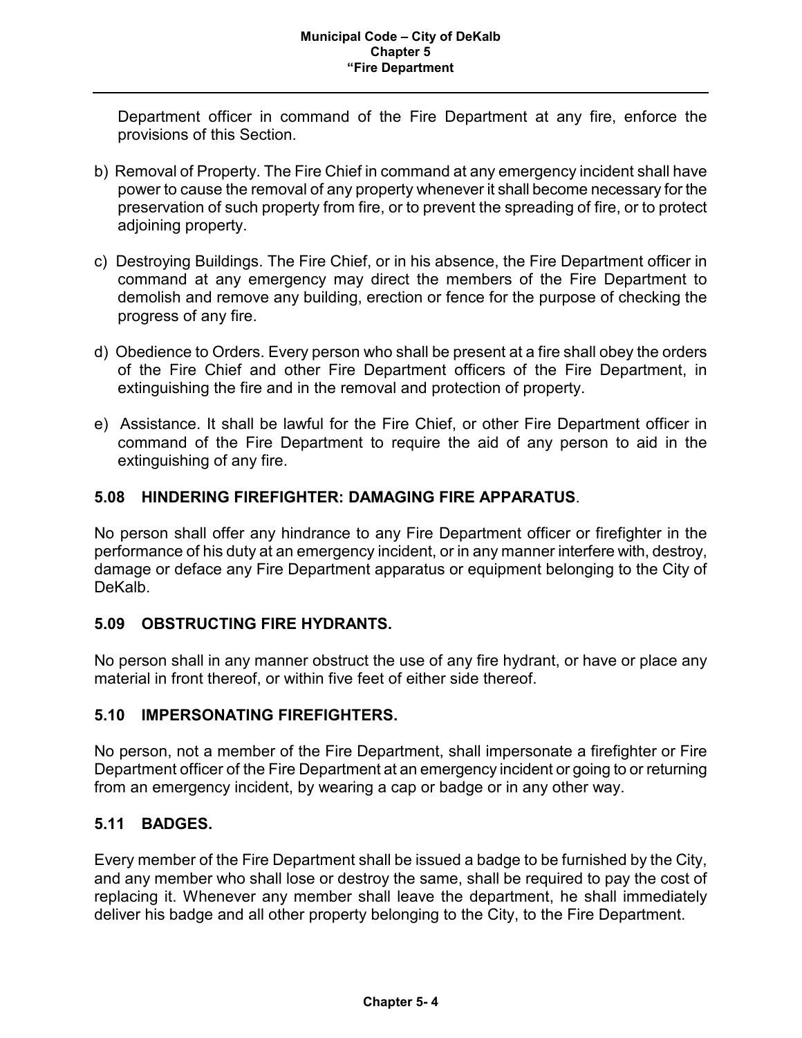Department officer in command of the Fire Department at any fire, enforce the provisions of this Section.

b) Removal of Property. The Fire Chief in command at any emergency incident shall have power to cause the removal of any property whenever it shall become necessary for the preservation of such property from fire, or to prevent the spreading of fire, or to protect adjoining property.

c) Destroying Buildings. The Fire Chief, or in his absence, the Fire Department officer in command at any emergency may direct the members of the Fire Department to demolish and remove any building, erection or fence for the purpose of checking the progress of any fire.

d) Obedience to Orders. Every person who shall be present at a fire shall obey the orders of the Fire Chief and other Fire Department officers of the Fire Department, in extinguishing the fire and in the removal and protection of property.

e) Assistance. It shall be lawful for the Fire Chief, or other Fire Department officer in command of the Fire Department to require the aid of any person to aid in the extinguishing of any fire.

## 5.08 HINDERING FIREFIGHTER: DAMAGING FIRE APPARATUS.

No person shall offer any hindrance to any Fire Department officer or firefighter in the performance of his duty at an emergency incident, or in any manner interfere with, destroy, damage or deface any Fire Department apparatus or equipment belonging to the City of DeKalb.

## 5.09 OBSTRUCTING FIRE HYDRANTS.

No person shall in any manner obstruct the use of any fire hydrant, or have or place any material in front thereof, or within five feet of either side thereof.

## 5.10 IMPERSONATING FIREFIGHTERS.

No person, not a member of the Fire Department, shall impersonate a firefighter or Fire Department officer of the Fire Department at an emergency incident or going to or returning from an emergency incident, by wearing a cap or badge or in any other way.

## 5.11 BADGES.

Every member of the Fire Department shall be issued a badge to be furnished by the City, and any member who shall lose or destroy the same, shall be required to pay the cost of replacing it. Whenever any member shall leave the department, he shall immediately deliver his badge and all other property belonging to the City, to the Fire Department.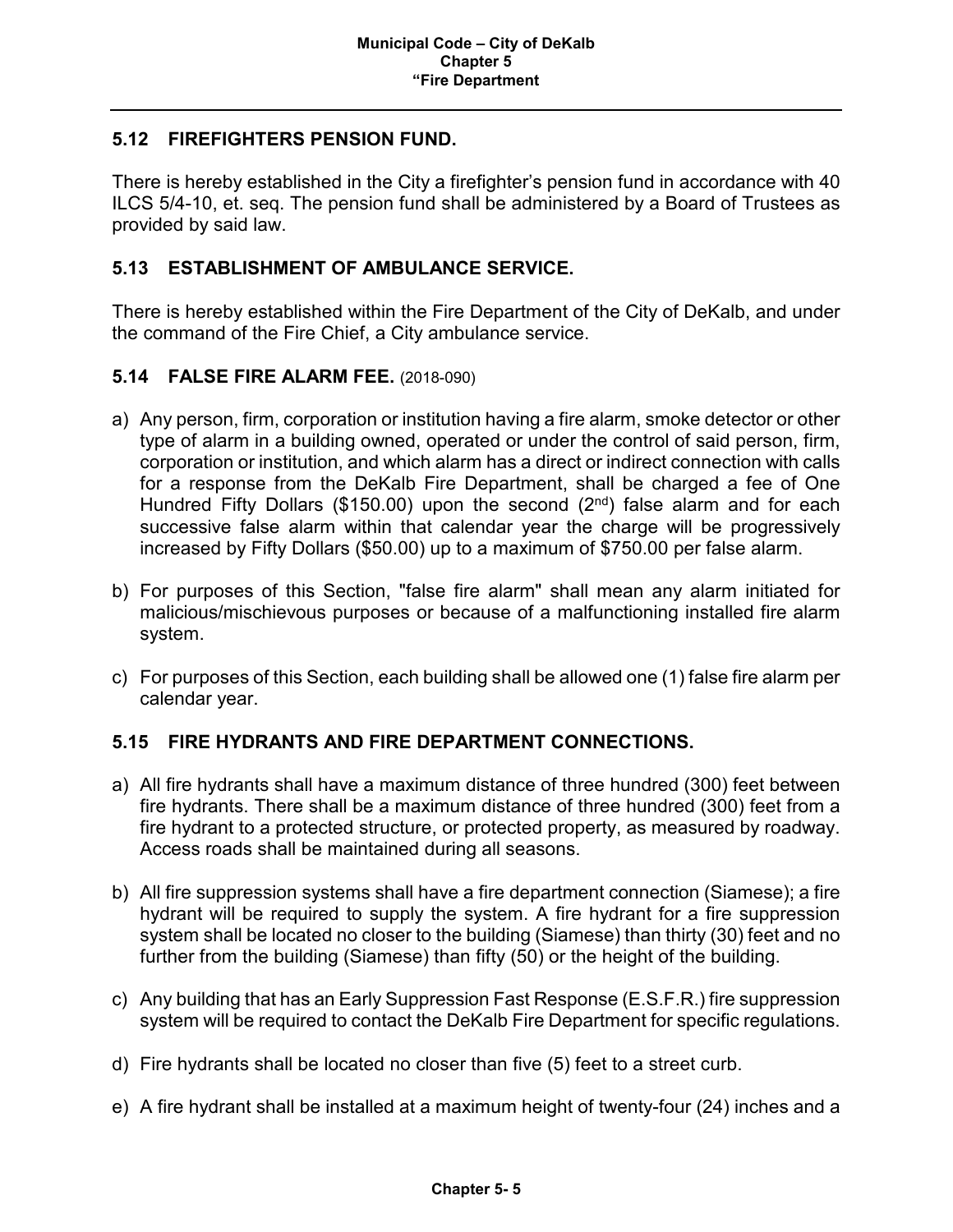## 5.12 FIREFIGHTERS PENSION FUND.

There is hereby established in the City a firefighter's pension fund in accordance with 40 ILCS 5/4-10, et. seq. The pension fund shall be administered by a Board of Trustees as provided by said law.

## 5.13 ESTABLISHMENT OF AMBULANCE SERVICE.

There is hereby established within the Fire Department of the City of DeKalb, and under the command of the Fire Chief, a City ambulance service.

## 5.14 FALSE FIRE ALARM FEE. (2018-090)

a) Any person, firm, corporation or institution having a fire alarm, smoke detector or other type of alarm in a building owned, operated or under the control of said person, firm, corporation or institution, and which alarm has a direct or indirect connection with calls for a response from the DeKalb Fire Department, shall be charged a fee of One Hundred Fifty Dollars ($150.00) upon the second (2nd) false alarm and for each successive false alarm within that calendar year the charge will be progressively increased by Fifty Dollars ($50.00) up to a maximum of $750.00 per false alarm.

b) For purposes of this Section, "false fire alarm" shall mean any alarm initiated for malicious/mischievous purposes or because of a malfunctioning installed fire alarm system.

c) For purposes of this Section, each building shall be allowed one (1) false fire alarm per calendar year.

## 5.15 FIRE HYDRANTS AND FIRE DEPARTMENT CONNECTIONS.

a) All fire hydrants shall have a maximum distance of three hundred (300) feet between fire hydrants. There shall be a maximum distance of three hundred (300) feet from a fire hydrant to a protected structure, or protected property, as measured by roadway. Access roads shall be maintained during all seasons.

b) All fire suppression systems shall have a fire department connection (Siamese); a fire hydrant will be required to supply the system. A fire hydrant for a fire suppression system shall be located no closer to the building (Siamese) than thirty (30) feet and no further from the building (Siamese) than fifty (50) or the height of the building.

c) Any building that has an Early Suppression Fast Response (E.S.F.R.) fire suppression system will be required to contact the DeKalb Fire Department for specific regulations.

d) Fire hydrants shall be located no closer than five (5) feet to a street curb.

e) A fire hydrant shall be installed at a maximum height of twenty-four (24) inches and a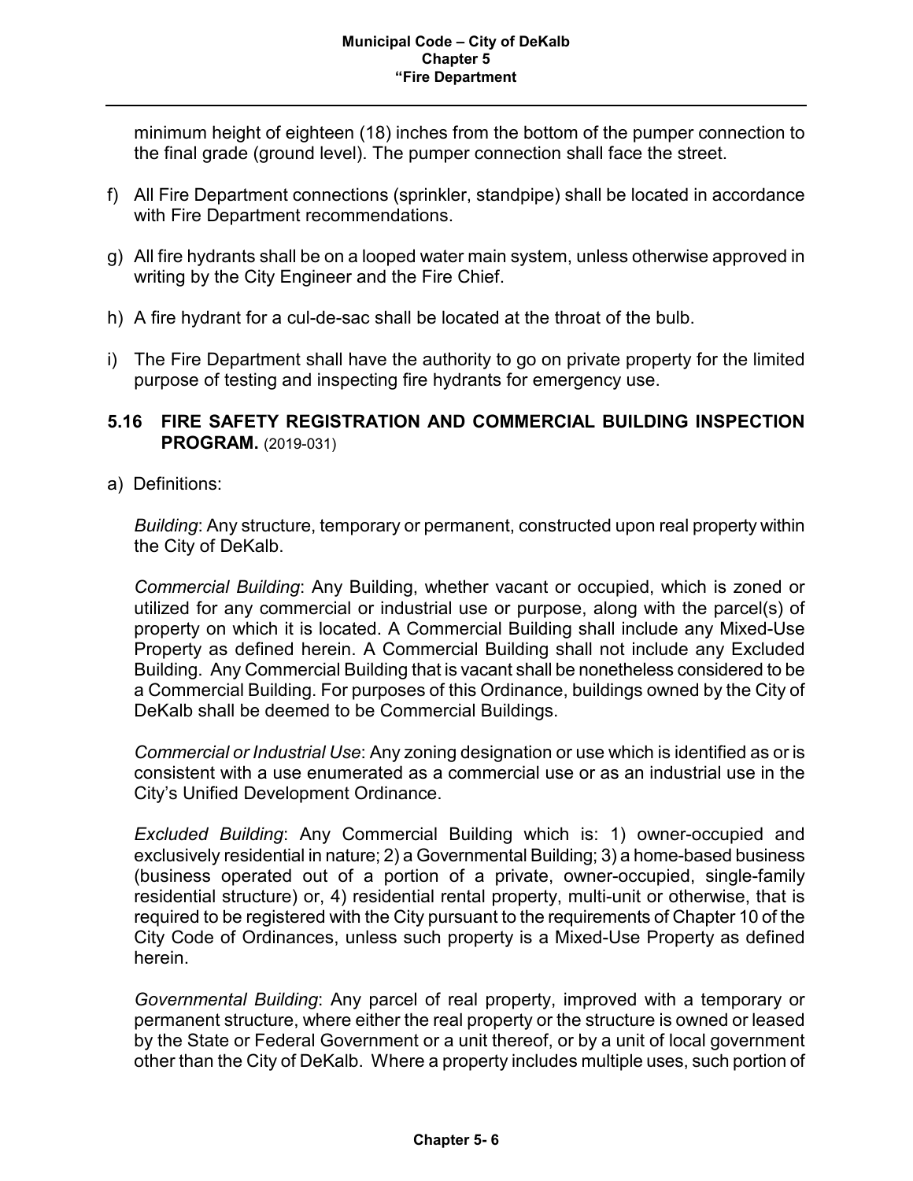minimum height of eighteen (18) inches from the bottom of the pumper connection to the final grade (ground level). The pumper connection shall face the street.

f) All Fire Department connections (sprinkler, standpipe) shall be located in accordance with Fire Department recommendations.

g) All fire hydrants shall be on a looped water main system, unless otherwise approved in writing by the City Engineer and the Fire Chief.

h) A fire hydrant for a cul-de-sac shall be located at the throat of the bulb.

i) The Fire Department shall have the authority to go on private property for the limited purpose of testing and inspecting fire hydrants for emergency use.

## 5.16 FIRE SAFETY REGISTRATION AND COMMERCIAL BUILDING INSPECTION PROGRAM. (2019-031)

a) Definitions:

*Building*: Any structure, temporary or permanent, constructed upon real property within the City of DeKalb.

*Commercial Building*: Any Building, whether vacant or occupied, which is zoned or utilized for any commercial or industrial use or purpose, along with the parcel(s) of property on which it is located. A Commercial Building shall include any Mixed-Use Property as defined herein. A Commercial Building shall not include any Excluded Building. Any Commercial Building that is vacant shall be nonetheless considered to be a Commercial Building. For purposes of this Ordinance, buildings owned by the City of DeKalb shall be deemed to be Commercial Buildings.

*Commercial or Industrial Use*: Any zoning designation or use which is identified as or is consistent with a use enumerated as a commercial use or as an industrial use in the City's Unified Development Ordinance.

*Excluded Building*: Any Commercial Building which is: 1) owner-occupied and exclusively residential in nature; 2) a Governmental Building; 3) a home-based business (business operated out of a portion of a private, owner-occupied, single-family residential structure) or, 4) residential rental property, multi-unit or otherwise, that is required to be registered with the City pursuant to the requirements of Chapter 10 of the City Code of Ordinances, unless such property is a Mixed-Use Property as defined herein.

*Governmental Building*: Any parcel of real property, improved with a temporary or permanent structure, where either the real property or the structure is owned or leased by the State or Federal Government or a unit thereof, or by a unit of local government other than the City of DeKalb. Where a property includes multiple uses, such portion of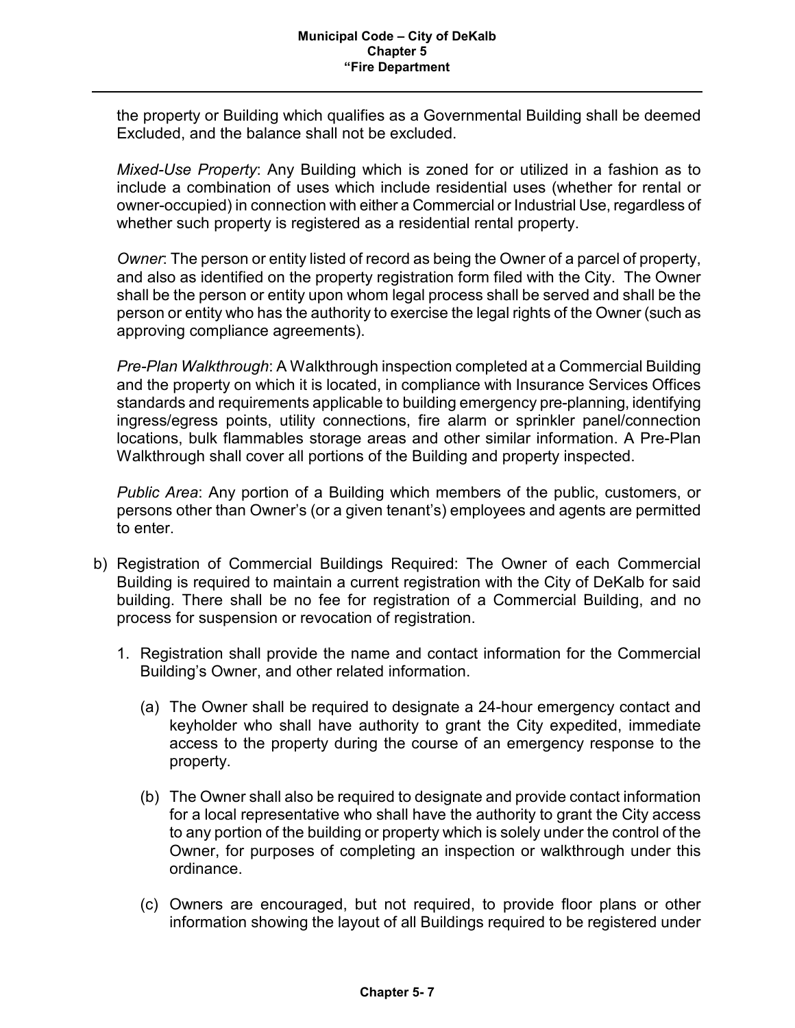the property or Building which qualifies as a Governmental Building shall be deemed Excluded, and the balance shall not be excluded.

*Mixed-Use Property*: Any Building which is zoned for or utilized in a fashion as to include a combination of uses which include residential uses (whether for rental or owner-occupied) in connection with either a Commercial or Industrial Use, regardless of whether such property is registered as a residential rental property.

*Owner*: The person or entity listed of record as being the Owner of a parcel of property, and also as identified on the property registration form filed with the City. The Owner shall be the person or entity upon whom legal process shall be served and shall be the person or entity who has the authority to exercise the legal rights of the Owner (such as approving compliance agreements).

*Pre-Plan Walkthrough*: A Walkthrough inspection completed at a Commercial Building and the property on which it is located, in compliance with Insurance Services Offices standards and requirements applicable to building emergency pre-planning, identifying ingress/egress points, utility connections, fire alarm or sprinkler panel/connection locations, bulk flammables storage areas and other similar information. A Pre-Plan Walkthrough shall cover all portions of the Building and property inspected.

*Public Area*: Any portion of a Building which members of the public, customers, or persons other than Owner's (or a given tenant's) employees and agents are permitted to enter.

b) Registration of Commercial Buildings Required: The Owner of each Commercial Building is required to maintain a current registration with the City of DeKalb for said building. There shall be no fee for registration of a Commercial Building, and no process for suspension or revocation of registration.

   1. Registration shall provide the name and contact information for the Commercial Building's Owner, and other related information.

      (a) The Owner shall be required to designate a 24-hour emergency contact and keyholder who shall have authority to grant the City expedited, immediate access to the property during the course of an emergency response to the property.

      (b) The Owner shall also be required to designate and provide contact information for a local representative who shall have the authority to grant the City access to any portion of the building or property which is solely under the control of the Owner, for purposes of completing an inspection or walkthrough under this ordinance.

      (c) Owners are encouraged, but not required, to provide floor plans or other information showing the layout of all Buildings required to be registered under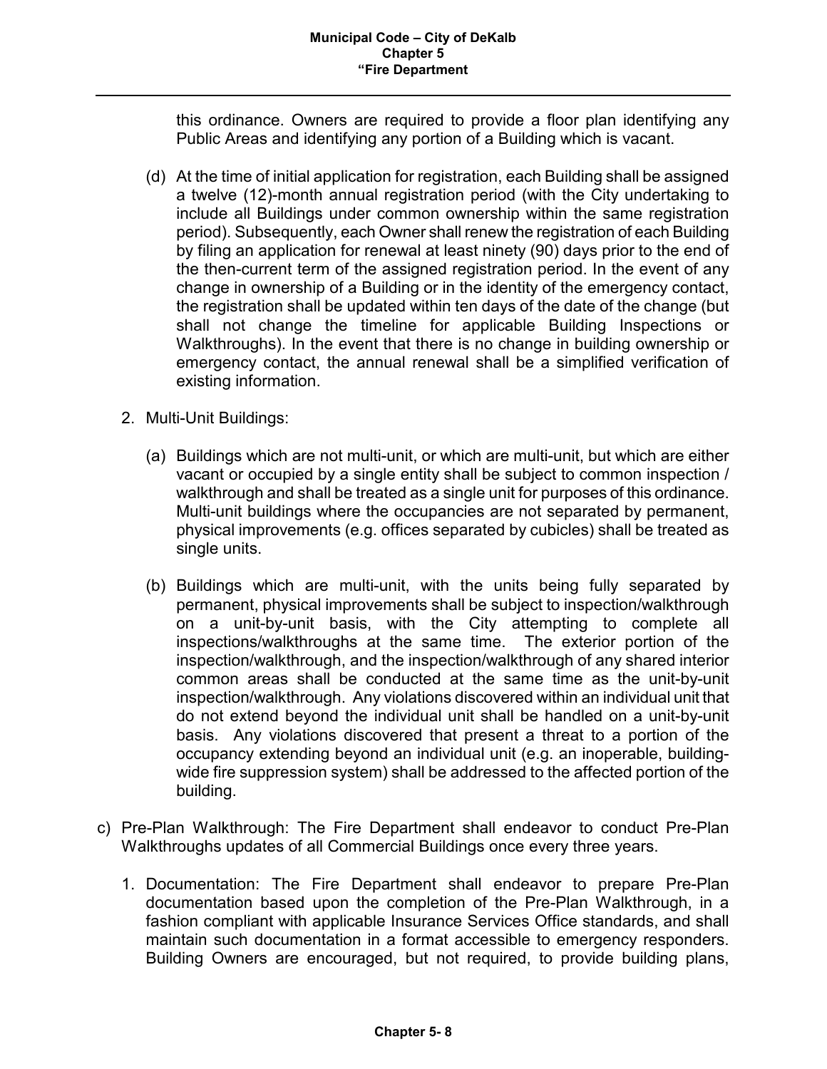this ordinance. Owners are required to provide a floor plan identifying any Public Areas and identifying any portion of a Building which is vacant.

(d) At the time of initial application for registration, each Building shall be assigned a twelve (12)-month annual registration period (with the City undertaking to include all Buildings under common ownership within the same registration period). Subsequently, each Owner shall renew the registration of each Building by filing an application for renewal at least ninety (90) days prior to the end of the then-current term of the assigned registration period. In the event of any change in ownership of a Building or in the identity of the emergency contact, the registration shall be updated within ten days of the date of the change (but shall not change the timeline for applicable Building Inspections or Walkthroughs). In the event that there is no change in building ownership or emergency contact, the annual renewal shall be a simplified verification of existing information.

2. Multi-Unit Buildings:

(a) Buildings which are not multi-unit, or which are multi-unit, but which are either vacant or occupied by a single entity shall be subject to common inspection / walkthrough and shall be treated as a single unit for purposes of this ordinance. Multi-unit buildings where the occupancies are not separated by permanent, physical improvements (e.g. offices separated by cubicles) shall be treated as single units.

(b) Buildings which are multi-unit, with the units being fully separated by permanent, physical improvements shall be subject to inspection/walkthrough on a unit-by-unit basis, with the City attempting to complete all inspections/walkthroughs at the same time. The exterior portion of the inspection/walkthrough, and the inspection/walkthrough of any shared interior common areas shall be conducted at the same time as the unit-by-unit inspection/walkthrough. Any violations discovered within an individual unit that do not extend beyond the individual unit shall be handled on a unit-by-unit basis. Any violations discovered that present a threat to a portion of the occupancy extending beyond an individual unit (e.g. an inoperable, building-wide fire suppression system) shall be addressed to the affected portion of the building.

c) Pre-Plan Walkthrough: The Fire Department shall endeavor to conduct Pre-Plan Walkthroughs updates of all Commercial Buildings once every three years.

1. Documentation: The Fire Department shall endeavor to prepare Pre-Plan documentation based upon the completion of the Pre-Plan Walkthrough, in a fashion compliant with applicable Insurance Services Office standards, and shall maintain such documentation in a format accessible to emergency responders. Building Owners are encouraged, but not required, to provide building plans,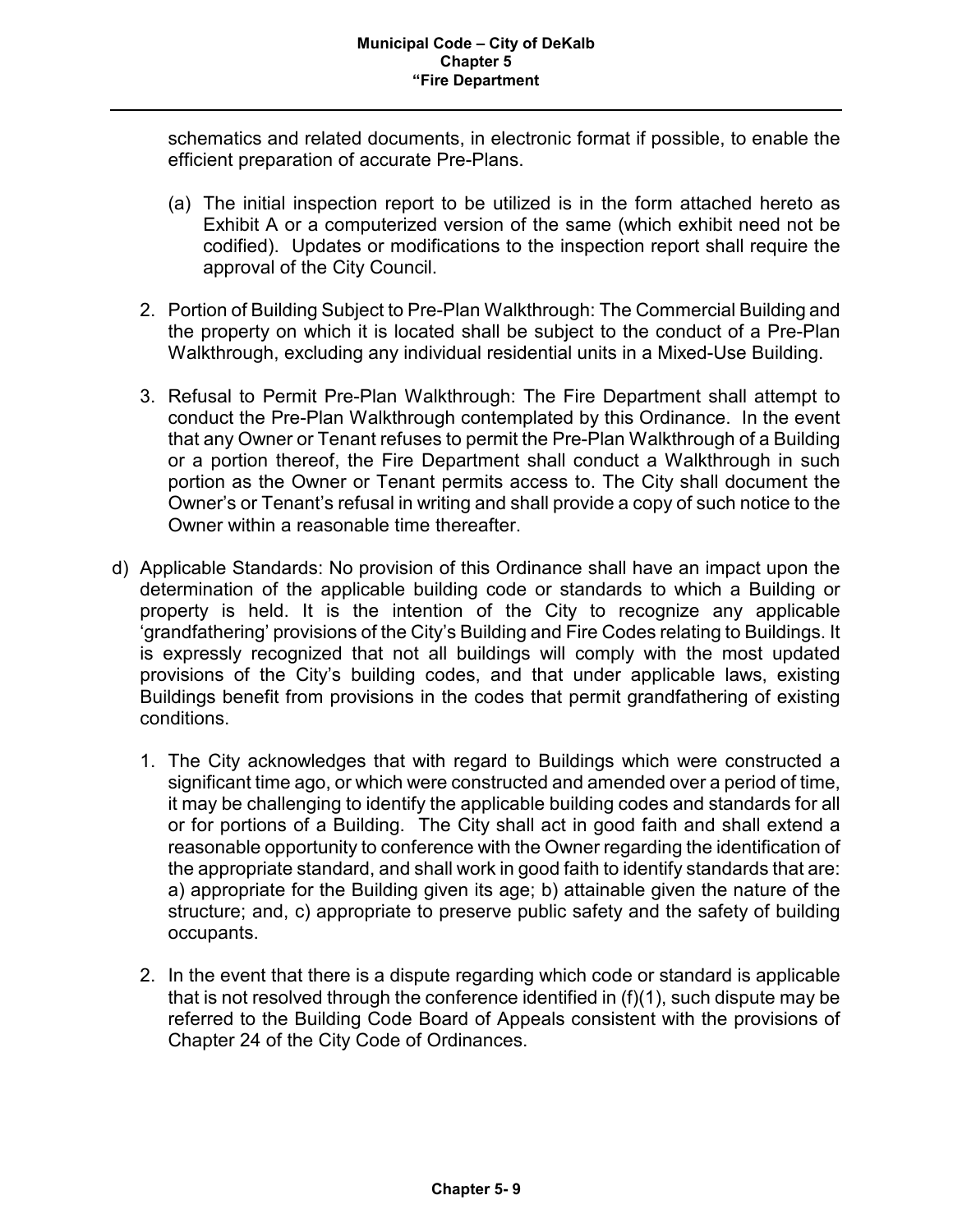schematics and related documents, in electronic format if possible, to enable the efficient preparation of accurate Pre-Plans.

(a) The initial inspection report to be utilized is in the form attached hereto as Exhibit A or a computerized version of the same (which exhibit need not be codified). Updates or modifications to the inspection report shall require the approval of the City Council.

2. Portion of Building Subject to Pre-Plan Walkthrough: The Commercial Building and the property on which it is located shall be subject to the conduct of a Pre-Plan Walkthrough, excluding any individual residential units in a Mixed-Use Building.

3. Refusal to Permit Pre-Plan Walkthrough: The Fire Department shall attempt to conduct the Pre-Plan Walkthrough contemplated by this Ordinance. In the event that any Owner or Tenant refuses to permit the Pre-Plan Walkthrough of a Building or a portion thereof, the Fire Department shall conduct a Walkthrough in such portion as the Owner or Tenant permits access to. The City shall document the Owner's or Tenant's refusal in writing and shall provide a copy of such notice to the Owner within a reasonable time thereafter.

d) Applicable Standards: No provision of this Ordinance shall have an impact upon the determination of the applicable building code or standards to which a Building or property is held. It is the intention of the City to recognize any applicable 'grandfathering' provisions of the City's Building and Fire Codes relating to Buildings. It is expressly recognized that not all buildings will comply with the most updated provisions of the City's building codes, and that under applicable laws, existing Buildings benefit from provisions in the codes that permit grandfathering of existing conditions.

1. The City acknowledges that with regard to Buildings which were constructed a significant time ago, or which were constructed and amended over a period of time, it may be challenging to identify the applicable building codes and standards for all or for portions of a Building. The City shall act in good faith and shall extend a reasonable opportunity to conference with the Owner regarding the identification of the appropriate standard, and shall work in good faith to identify standards that are: a) appropriate for the Building given its age; b) attainable given the nature of the structure; and, c) appropriate to preserve public safety and the safety of building occupants.

2. In the event that there is a dispute regarding which code or standard is applicable that is not resolved through the conference identified in (f)(1), such dispute may be referred to the Building Code Board of Appeals consistent with the provisions of Chapter 24 of the City Code of Ordinances.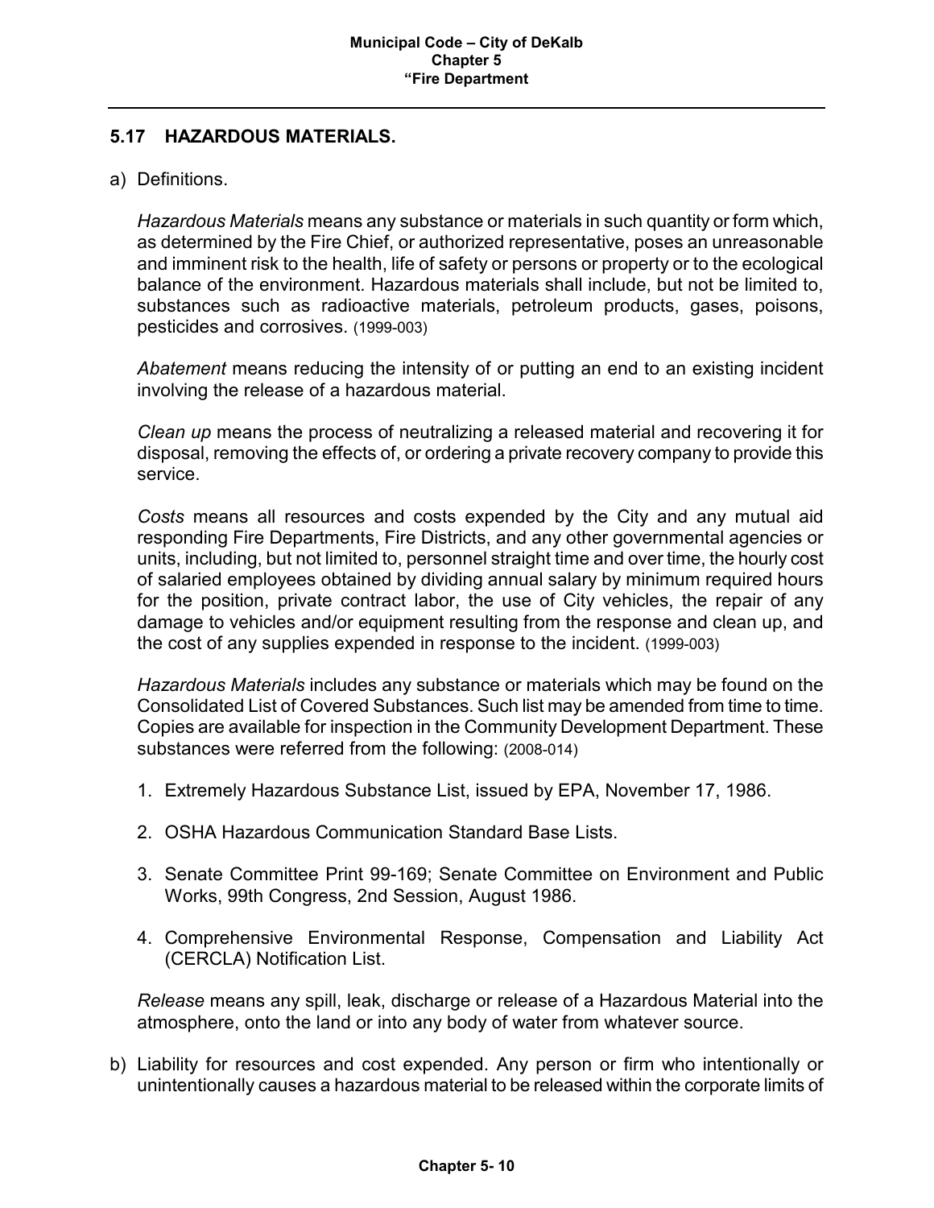## 5.17 HAZARDOUS MATERIALS.

a) Definitions.

*Hazardous Materials* means any substance or materials in such quantity or form which, as determined by the Fire Chief, or authorized representative, poses an unreasonable and imminent risk to the health, life of safety or persons or property or to the ecological balance of the environment. Hazardous materials shall include, but not be limited to, substances such as radioactive materials, petroleum products, gases, poisons, pesticides and corrosives. (1999-003)

*Abatement* means reducing the intensity of or putting an end to an existing incident involving the release of a hazardous material.

*Clean up* means the process of neutralizing a released material and recovering it for disposal, removing the effects of, or ordering a private recovery company to provide this service.

*Costs* means all resources and costs expended by the City and any mutual aid responding Fire Departments, Fire Districts, and any other governmental agencies or units, including, but not limited to, personnel straight time and over time, the hourly cost of salaried employees obtained by dividing annual salary by minimum required hours for the position, private contract labor, the use of City vehicles, the repair of any damage to vehicles and/or equipment resulting from the response and clean up, and the cost of any supplies expended in response to the incident. (1999-003)

*Hazardous Materials* includes any substance or materials which may be found on the Consolidated List of Covered Substances. Such list may be amended from time to time. Copies are available for inspection in the Community Development Department. These substances were referred from the following: (2008-014)

1. Extremely Hazardous Substance List, issued by EPA, November 17, 1986.
2. OSHA Hazardous Communication Standard Base Lists.
3. Senate Committee Print 99-169; Senate Committee on Environment and Public Works, 99th Congress, 2nd Session, August 1986.
4. Comprehensive Environmental Response, Compensation and Liability Act (CERCLA) Notification List.

*Release* means any spill, leak, discharge or release of a Hazardous Material into the atmosphere, onto the land or into any body of water from whatever source.

b) Liability for resources and cost expended. Any person or firm who intentionally or unintentionally causes a hazardous material to be released within the corporate limits of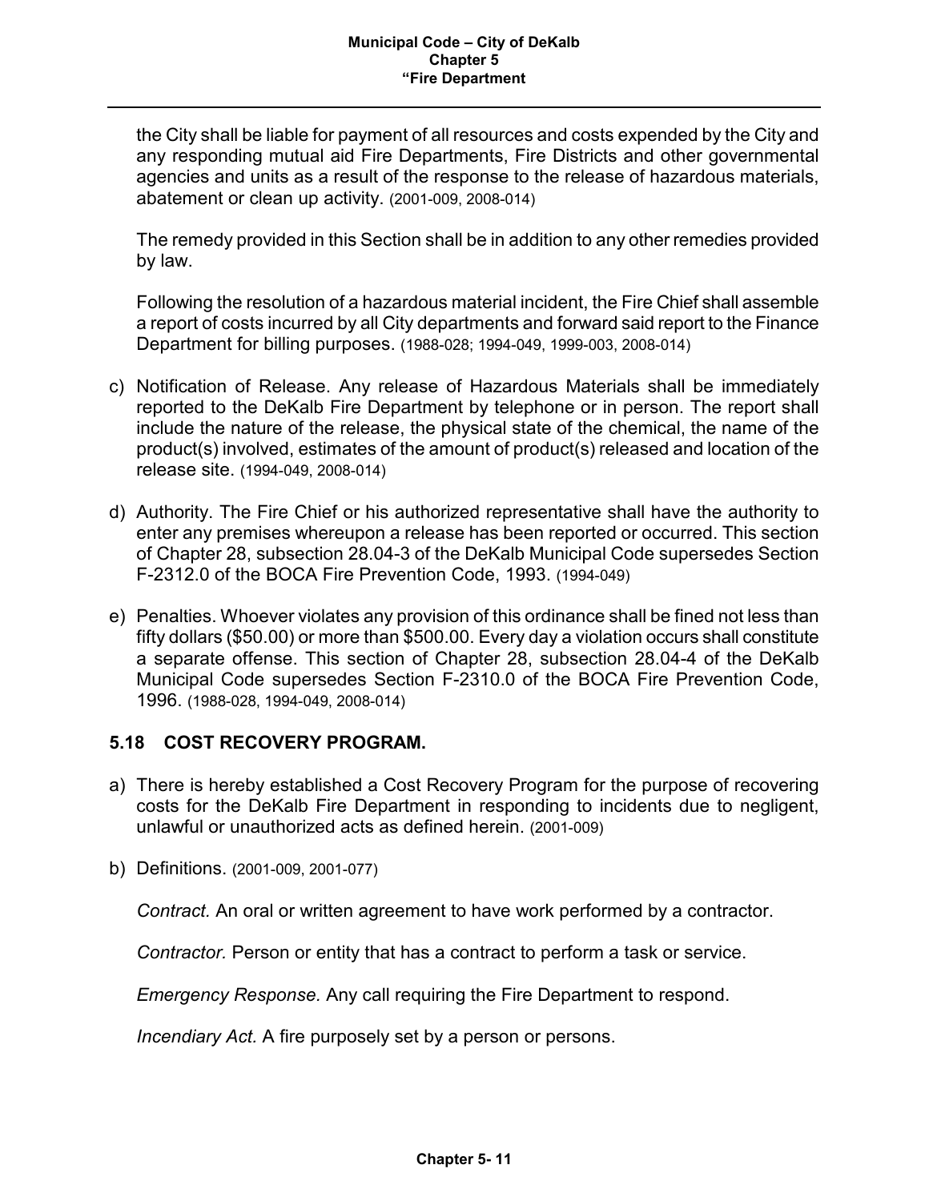the City shall be liable for payment of all resources and costs expended by the City and any responding mutual aid Fire Departments, Fire Districts and other governmental agencies and units as a result of the response to the release of hazardous materials, abatement or clean up activity. (2001-009, 2008-014)

The remedy provided in this Section shall be in addition to any other remedies provided by law.

Following the resolution of a hazardous material incident, the Fire Chief shall assemble a report of costs incurred by all City departments and forward said report to the Finance Department for billing purposes. (1988-028; 1994-049, 1999-003, 2008-014)

c) Notification of Release. Any release of Hazardous Materials shall be immediately reported to the DeKalb Fire Department by telephone or in person. The report shall include the nature of the release, the physical state of the chemical, the name of the product(s) involved, estimates of the amount of product(s) released and location of the release site. (1994-049, 2008-014)

d) Authority. The Fire Chief or his authorized representative shall have the authority to enter any premises whereupon a release has been reported or occurred. This section of Chapter 28, subsection 28.04-3 of the DeKalb Municipal Code supersedes Section F-2312.0 of the BOCA Fire Prevention Code, 1993. (1994-049)

e) Penalties. Whoever violates any provision of this ordinance shall be fined not less than fifty dollars ($50.00) or more than $500.00. Every day a violation occurs shall constitute a separate offense. This section of Chapter 28, subsection 28.04-4 of the DeKalb Municipal Code supersedes Section F-2310.0 of the BOCA Fire Prevention Code, 1996. (1988-028, 1994-049, 2008-014)

### 5.18 COST RECOVERY PROGRAM.

a) There is hereby established a Cost Recovery Program for the purpose of recovering costs for the DeKalb Fire Department in responding to incidents due to negligent, unlawful or unauthorized acts as defined herein. (2001-009)

b) Definitions. (2001-009, 2001-077)

*Contract.* An oral or written agreement to have work performed by a contractor.

*Contractor.* Person or entity that has a contract to perform a task or service.

*Emergency Response.* Any call requiring the Fire Department to respond.

*Incendiary Act.* A fire purposely set by a person or persons.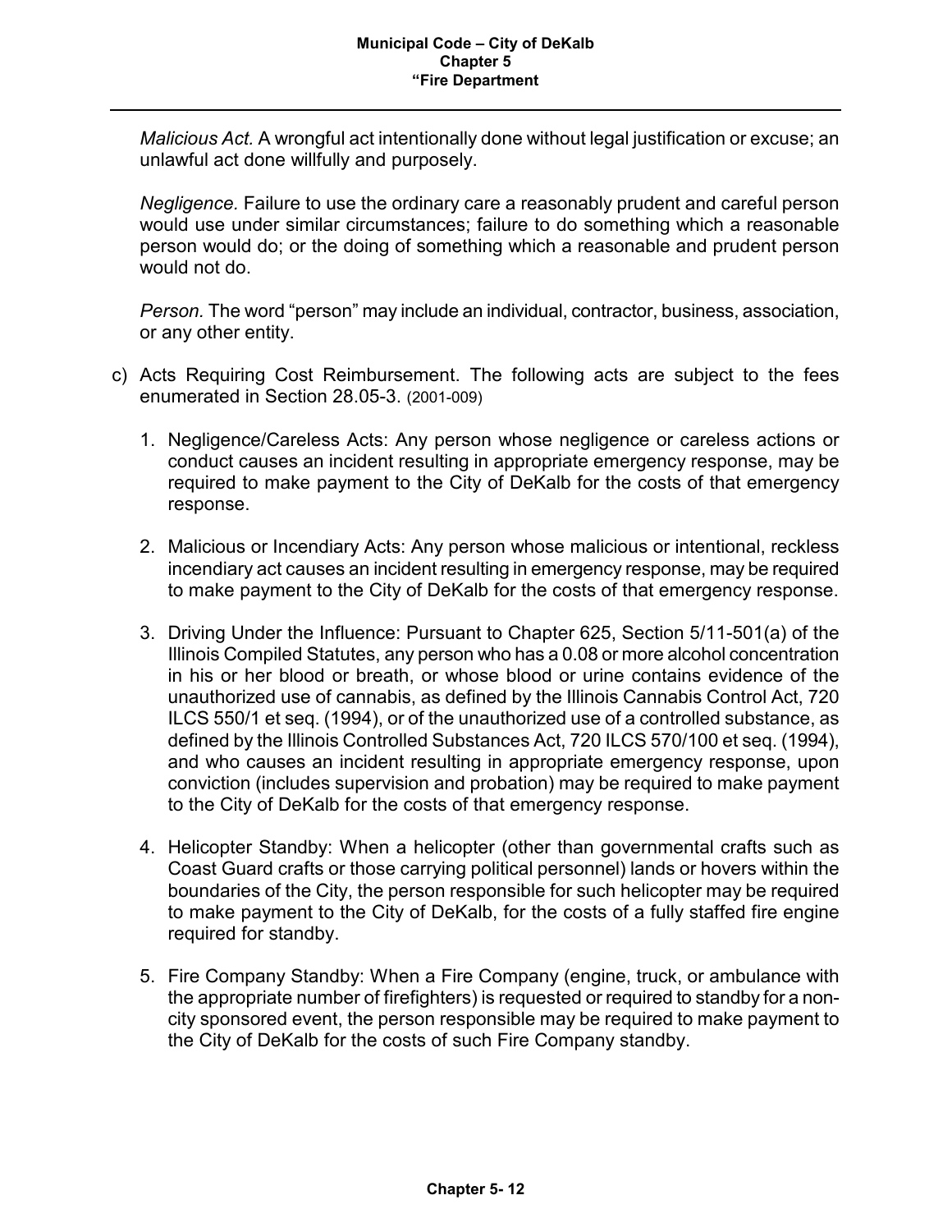*Malicious Act.* A wrongful act intentionally done without legal justification or excuse; an unlawful act done willfully and purposely.

*Negligence.* Failure to use the ordinary care a reasonably prudent and careful person would use under similar circumstances; failure to do something which a reasonable person would do; or the doing of something which a reasonable and prudent person would not do.

*Person.* The word "person" may include an individual, contractor, business, association, or any other entity.

c) Acts Requiring Cost Reimbursement. The following acts are subject to the fees enumerated in Section 28.05-3. (2001-009)

1. Negligence/Careless Acts: Any person whose negligence or careless actions or conduct causes an incident resulting in appropriate emergency response, may be required to make payment to the City of DeKalb for the costs of that emergency response.

2. Malicious or Incendiary Acts: Any person whose malicious or intentional, reckless incendiary act causes an incident resulting in emergency response, may be required to make payment to the City of DeKalb for the costs of that emergency response.

3. Driving Under the Influence: Pursuant to Chapter 625, Section 5/11-501(a) of the Illinois Compiled Statutes, any person who has a 0.08 or more alcohol concentration in his or her blood or breath, or whose blood or urine contains evidence of the unauthorized use of cannabis, as defined by the Illinois Cannabis Control Act, 720 ILCS 550/1 et seq. (1994), or of the unauthorized use of a controlled substance, as defined by the Illinois Controlled Substances Act, 720 ILCS 570/100 et seq. (1994), and who causes an incident resulting in appropriate emergency response, upon conviction (includes supervision and probation) may be required to make payment to the City of DeKalb for the costs of that emergency response.

4. Helicopter Standby: When a helicopter (other than governmental crafts such as Coast Guard crafts or those carrying political personnel) lands or hovers within the boundaries of the City, the person responsible for such helicopter may be required to make payment to the City of DeKalb, for the costs of a fully staffed fire engine required for standby.

5. Fire Company Standby: When a Fire Company (engine, truck, or ambulance with the appropriate number of firefighters) is requested or required to standby for a non-city sponsored event, the person responsible may be required to make payment to the City of DeKalb for the costs of such Fire Company standby.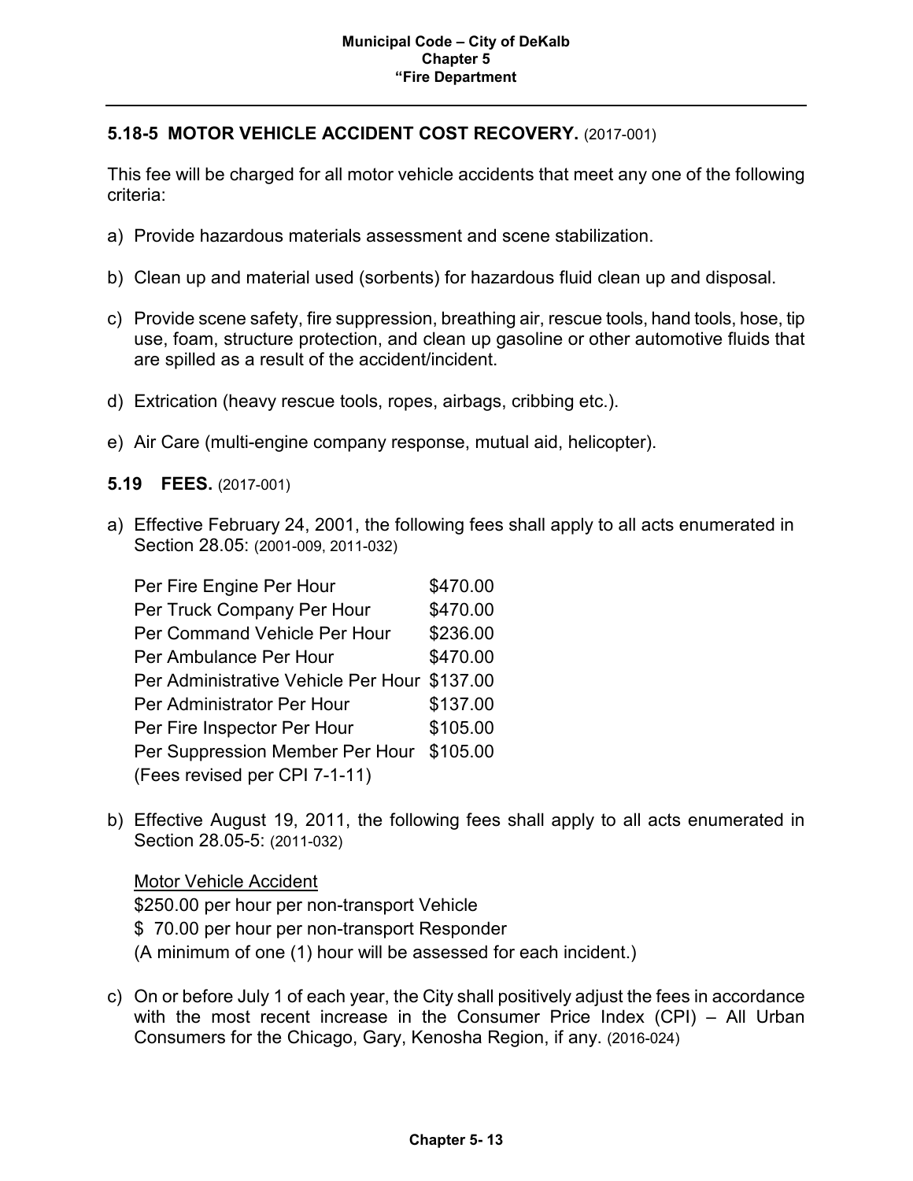### 5.18-5 MOTOR VEHICLE ACCIDENT COST RECOVERY. (2017-001)

This fee will be charged for all motor vehicle accidents that meet any one of the following criteria:

a) Provide hazardous materials assessment and scene stabilization.

b) Clean up and material used (sorbents) for hazardous fluid clean up and disposal.

c) Provide scene safety, fire suppression, breathing air, rescue tools, hand tools, hose, tip use, foam, structure protection, and clean up gasoline or other automotive fluids that are spilled as a result of the accident/incident.

d) Extrication (heavy rescue tools, ropes, airbags, cribbing etc.).

e) Air Care (multi-engine company response, mutual aid, helicopter).

### 5.19 FEES. (2017-001)

a) Effective February 24, 2001, the following fees shall apply to all acts enumerated in Section 28.05: (2001-009, 2011-032)

| | |
|---|---|
| Per Fire Engine Per Hour | $470.00 |
| Per Truck Company Per Hour | $470.00 |
| Per Command Vehicle Per Hour | $236.00 |
| Per Ambulance Per Hour | $470.00 |
| Per Administrative Vehicle Per Hour | $137.00 |
| Per Administrator Per Hour | $137.00 |
| Per Fire Inspector Per Hour | $105.00 |
| Per Suppression Member Per Hour | $105.00 |

(Fees revised per CPI 7-1-11)

b) Effective August 19, 2011, the following fees shall apply to all acts enumerated in Section 28.05-5: (2011-032)

Motor Vehicle Accident
$250.00 per hour per non-transport Vehicle
$ 70.00 per hour per non-transport Responder
(A minimum of one (1) hour will be assessed for each incident.)

c) On or before July 1 of each year, the City shall positively adjust the fees in accordance with the most recent increase in the Consumer Price Index (CPI) – All Urban Consumers for the Chicago, Gary, Kenosha Region, if any. (2016-024)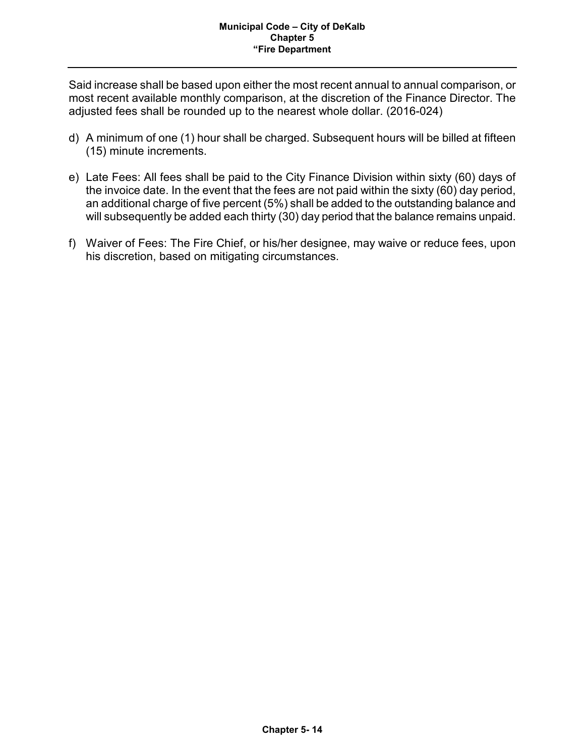Said increase shall be based upon either the most recent annual to annual comparison, or most recent available monthly comparison, at the discretion of the Finance Director. The adjusted fees shall be rounded up to the nearest whole dollar. (2016-024)

d) A minimum of one (1) hour shall be charged. Subsequent hours will be billed at fifteen (15) minute increments.

e) Late Fees: All fees shall be paid to the City Finance Division within sixty (60) days of the invoice date. In the event that the fees are not paid within the sixty (60) day period, an additional charge of five percent (5%) shall be added to the outstanding balance and will subsequently be added each thirty (30) day period that the balance remains unpaid.

f) Waiver of Fees: The Fire Chief, or his/her designee, may waive or reduce fees, upon his discretion, based on mitigating circumstances.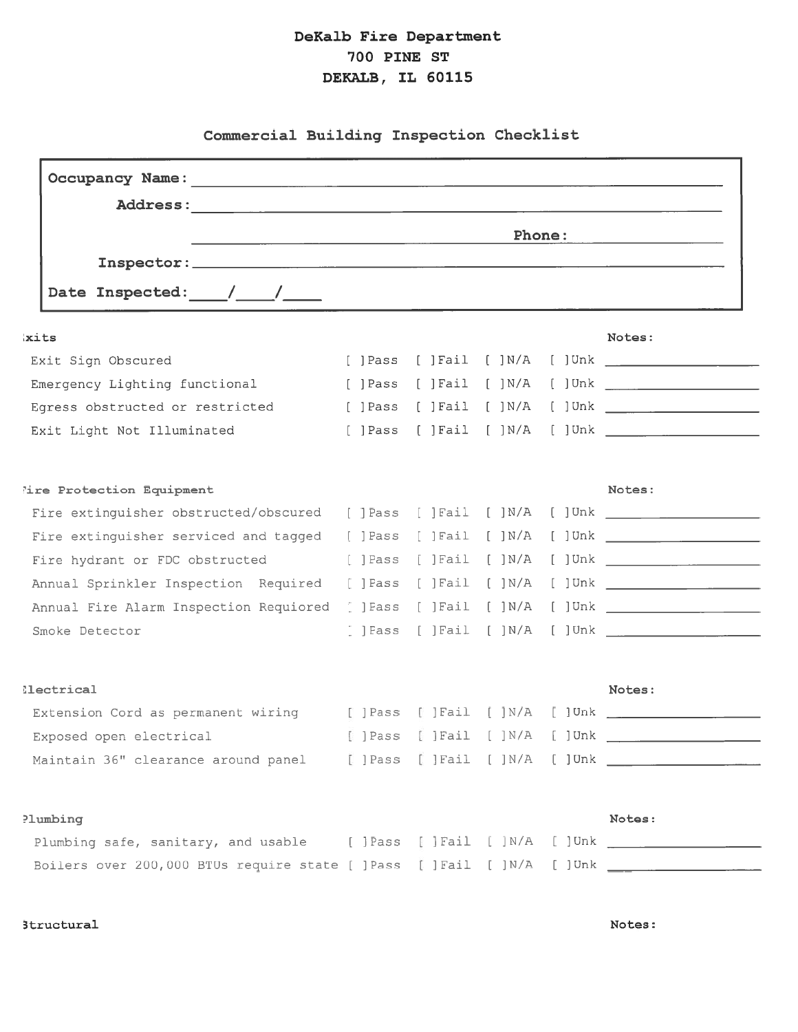**DeKalb Fire Department**
**700 PINE ST**
**DEKALB, IL 60115**

## Commercial Building Inspection Checklist

**Occupancy Name:** ______________________________

**Address:** ______________________________

______________________________ **Phone:** ______________

**Inspector:** ______________________________

**Date Inspected:** ____/____/____

### Exits

| | | | | | Notes: |
|---|---|---|---|---|---|
| Exit Sign Obscured | [ ]Pass | [ ]Fail | [ ]N/A | [ ]Unk | __________ |
| Emergency Lighting functional | [ ]Pass | [ ]Fail | [ ]N/A | [ ]Unk | __________ |
| Egress obstructed or restricted | [ ]Pass | [ ]Fail | [ ]N/A | [ ]Unk | __________ |
| Exit Light Not Illuminated | [ ]Pass | [ ]Fail | [ ]N/A | [ ]Unk | __________ |

### Fire Protection Equipment

| | | | | | Notes: |
|---|---|---|---|---|---|
| Fire extinguisher obstructed/obscured | [ ]Pass | [ ]Fail | [ ]N/A | [ ]Unk | __________ |
| Fire extinguisher serviced and tagged | [ ]Pass | [ ]Fail | [ ]N/A | [ ]Unk | __________ |
| Fire hydrant or FDC obstructed | [ ]Pass | [ ]Fail | [ ]N/A | [ ]Unk | __________ |
| Annual Sprinkler Inspection Required | [ ]Pass | [ ]Fail | [ ]N/A | [ ]Unk | __________ |
| Annual Fire Alarm Inspection Requiored | [ ]Pass | [ ]Fail | [ ]N/A | [ ]Unk | __________ |
| Smoke Detector | [ ]Pass | [ ]Fail | [ ]N/A | [ ]Unk | __________ |

### Electrical

| | | | | | Notes: |
|---|---|---|---|---|---|
| Extension Cord as permanent wiring | [ ]Pass | [ ]Fail | [ ]N/A | [ ]Unk | __________ |
| Exposed open electrical | [ ]Pass | [ ]Fail | [ ]N/A | [ ]Unk | __________ |
| Maintain 36" clearance around panel | [ ]Pass | [ ]Fail | [ ]N/A | [ ]Unk | __________ |

### Plumbing

| | | | | | Notes: |
|---|---|---|---|---|---|
| Plumbing safe, sanitary, and usable | [ ]Pass | [ ]Fail | [ ]N/A | [ ]Unk | __________ |
| Boilers over 200,000 BTUs require state | [ ]Pass | [ ]Fail | [ ]N/A | [ ]Unk | __________ |

### Structural

Notes: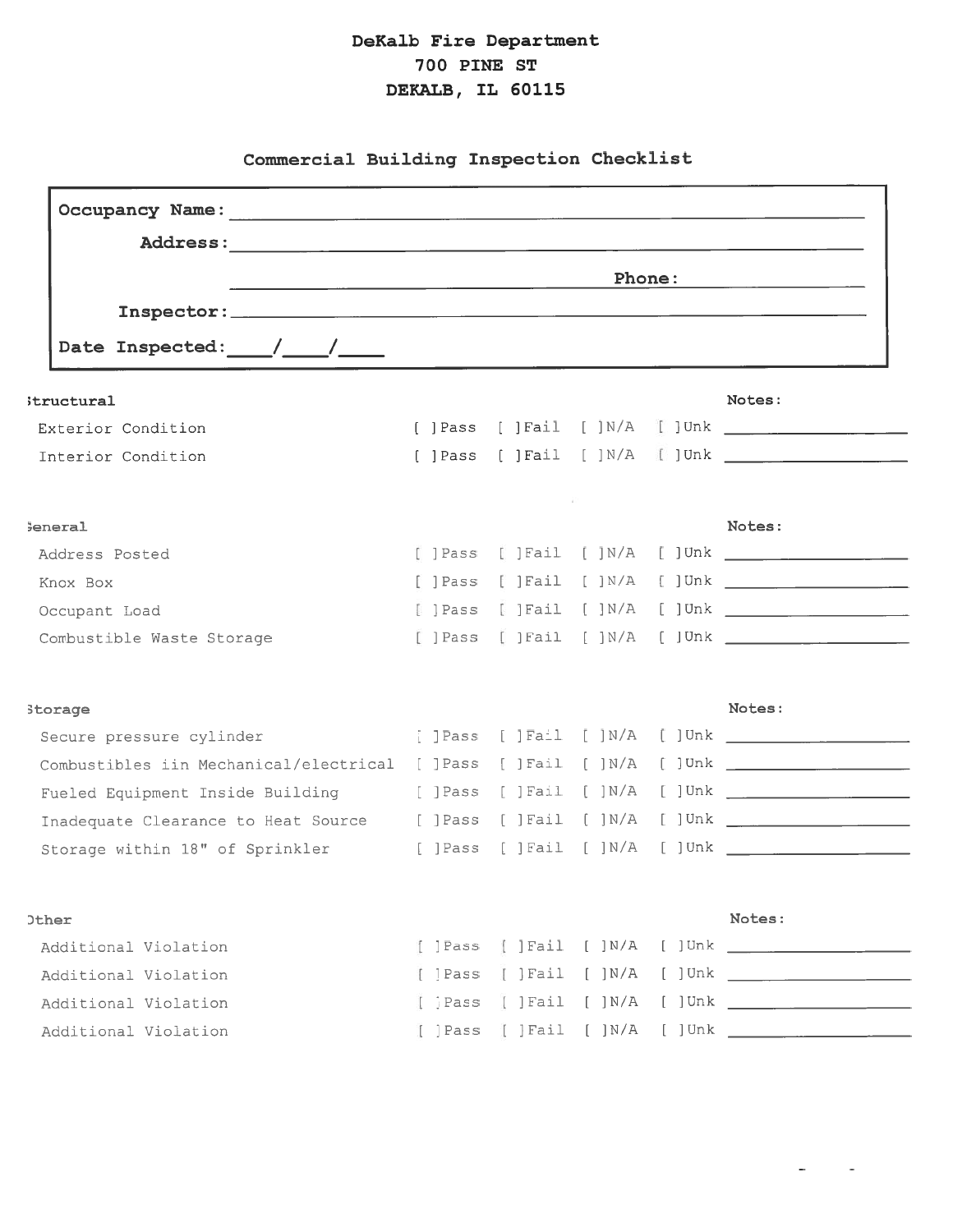**DeKalb Fire Department**
**700 PINE ST**
**DEKALB, IL 60115**

## Commercial Building Inspection Checklist

**Occupancy Name:** ______________________________

**Address:** ______________________________

______________________________ **Phone:** ______________

**Inspector:** ______________________________

**Date Inspected:** ___/___/___

| Structural | | | | | Notes: |
|---|---|---|---|---|---|
| Exterior Condition | [ ]Pass | [ ]Fail | [ ]N/A | [ ]Unk | ________ |
| Interior Condition | [ ]Pass | [ ]Fail | [ ]N/A | [ ]Unk | ________ |

| General | | | | | Notes: |
|---|---|---|---|---|---|
| Address Posted | [ ]Pass | [ ]Fail | [ ]N/A | [ ]Unk | ________ |
| Knox Box | [ ]Pass | [ ]Fail | [ ]N/A | [ ]Unk | ________ |
| Occupant Load | [ ]Pass | [ ]Fail | [ ]N/A | [ ]Unk | ________ |
| Combustible Waste Storage | [ ]Pass | [ ]Fail | [ ]N/A | [ ]Unk | ________ |

| Storage | | | | | Notes: |
|---|---|---|---|---|---|
| Secure pressure cylinder | [ ]Pass | [ ]Fail | [ ]N/A | [ ]Unk | ________ |
| Combustibles iin Mechanical/electrical | [ ]Pass | [ ]Fail | [ ]N/A | [ ]Unk | ________ |
| Fueled Equipment Inside Building | [ ]Pass | [ ]Fail | [ ]N/A | [ ]Unk | ________ |
| Inadequate Clearance to Heat Source | [ ]Pass | [ ]Fail | [ ]N/A | [ ]Unk | ________ |
| Storage within 18" of Sprinkler | [ ]Pass | [ ]Fail | [ ]N/A | [ ]Unk | ________ |

| Other | | | | | Notes: |
|---|---|---|---|---|---|
| Additional Violation | [ ]Pass | [ ]Fail | [ ]N/A | [ ]Unk | ________ |
| Additional Violation | [ ]Pass | [ ]Fail | [ ]N/A | [ ]Unk | ________ |
| Additional Violation | [ ]Pass | [ ]Fail | [ ]N/A | [ ]Unk | ________ |
| Additional Violation | [ ]Pass | [ ]Fail | [ ]N/A | [ ]Unk | ________ |